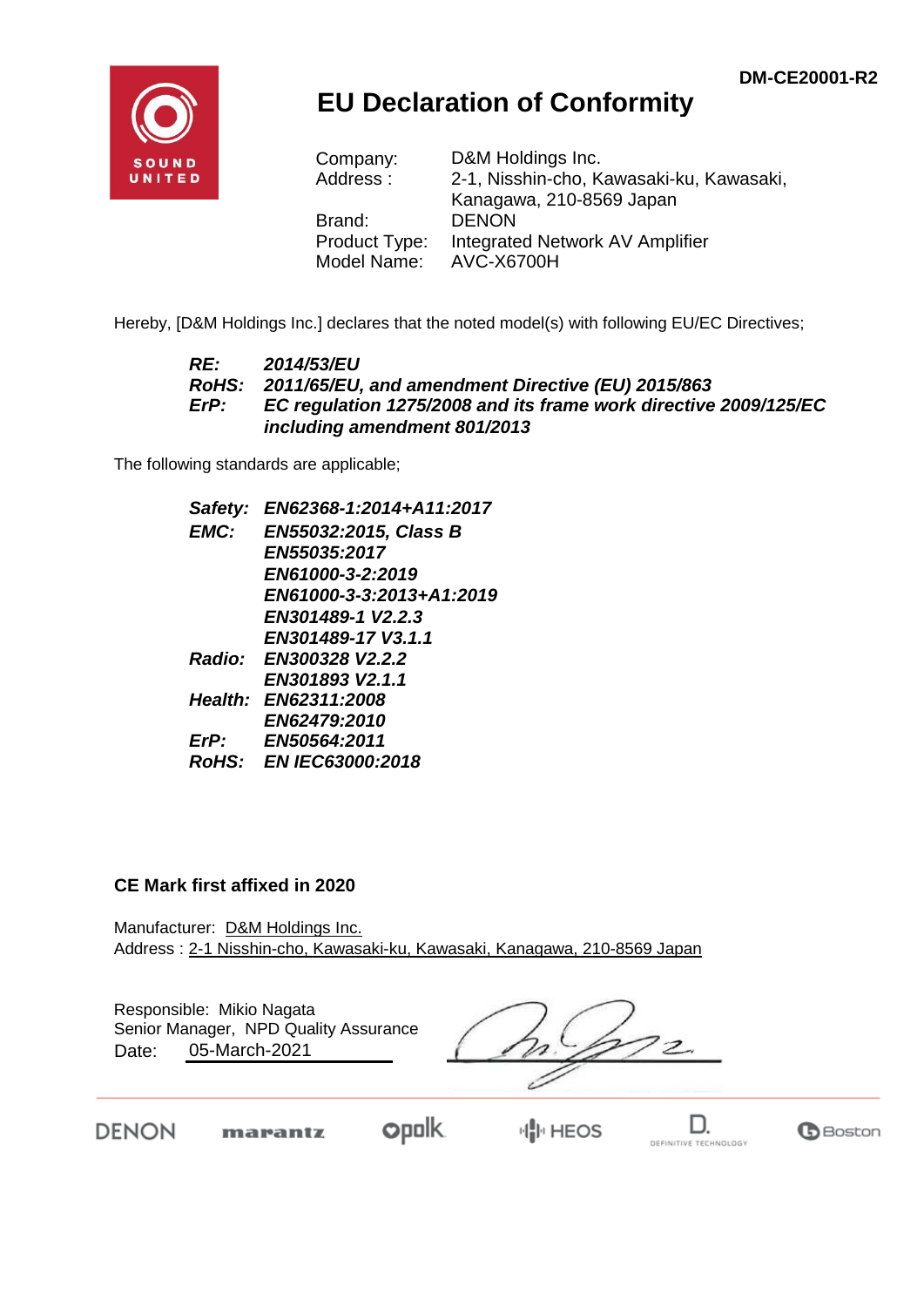DM-CE20001-R2

# EU Declaration of Conformity

Company: D&M Holdings Inc.
Address : 2-1, Nisshin-cho, Kawasaki-ku, Kawasaki, Kanagawa, 210-8569 Japan
Brand: DENON
Product Type: Integrated Network AV Amplifier
Model Name: AVC-X6700H

Hereby, [D&M Holdings Inc.] declares that the noted model(s) with following EU/EC Directives;

***RE:*** *2014/53/EU*
***RoHS:*** *2011/65/EU, and amendment Directive (EU) 2015/863*
***ErP:*** *EC regulation 1275/2008 and its frame work directive 2009/125/EC including amendment 801/2013*

The following standards are applicable;

***Safety:*** *EN62368-1:2014+A11:2017*
***EMC:*** *EN55032:2015, Class B*
*EN55035:2017*
*EN61000-3-2:2019*
*EN61000-3-3:2013+A1:2019*
*EN301489-1 V2.2.3*
*EN301489-17 V3.1.1*
***Radio:*** *EN300328 V2.2.2*
*EN301893 V2.1.1*
***Health:*** *EN62311:2008*
*EN62479:2010*
***ErP:*** *EN50564:2011*
***RoHS:*** *EN IEC63000:2018*

**CE Mark first affixed in 2020**

Manufacturer: D&M Holdings Inc.
Address : 2-1 Nisshin-cho, Kawasaki-ku, Kawasaki, Kanagawa, 210-8569 Japan

Responsible: Mikio Nagata
Senior Manager, NPD Quality Assurance
Date: 05-March-2021

DENON marantz polk HEOS DEFINITIVE TECHNOLOGY Boston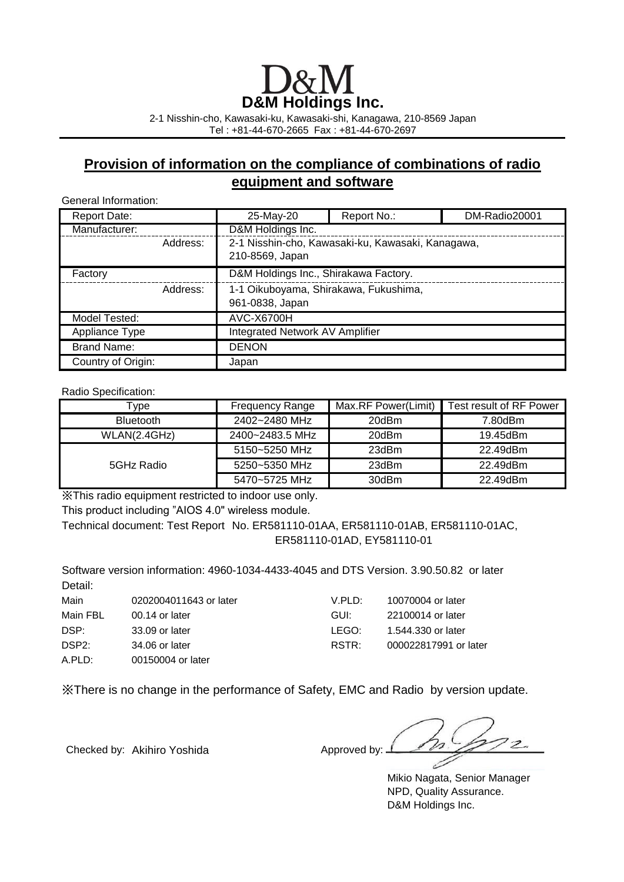# D&M

**D&M Holdings Inc.**

2-1 Nisshin-cho, Kawasaki-ku, Kawasaki-shi, Kanagawa, 210-8569 Japan
Tel : +81-44-670-2665 Fax : +81-44-670-2697

## Provision of information on the compliance of combinations of radio equipment and software

General Information:

| | | | |
|---|---|---|---|
| Report Date: | 25-May-20 | Report No.: | DM-Radio20001 |
| Manufacturer: | D&M Holdings Inc. | | |
| Address: | 2-1 Nisshin-cho, Kawasaki-ku, Kawasaki-shi, Kanagawa, 210-8569, Japan | | |
| Factory | D&M Holdings Inc., Shirakawa Factory. | | |
| Address: | 1-1 Oikuboyama, Shirakawa, Fukushima, 961-0838, Japan | | |
| Model Tested: | AVC-X6700H | | |
| Appliance Type | Integrated Network AV Amplifier | | |
| Brand Name: | DENON | | |
| Country of Origin: | Japan | | |

Radio Specification:

| Type | Frequency Range | Max.RF Power(Limit) | Test result of RF Power |
|---|---|---|---|
| Bluetooth | 2402~2480 MHz | 20dBm | 7.80dBm |
| WLAN(2.4GHz) | 2400~2483.5 MHz | 20dBm | 19.45dBm |
| 5GHz Radio | 5150~5250 MHz | 23dBm | 22.49dBm |
| | 5250~5350 MHz | 23dBm | 22.49dBm |
| | 5470~5725 MHz | 30dBm | 22.49dBm |

※This radio equipment restricted to indoor use only.

This product including "AIOS 4.0" wireless module.

Technical document: Test Report No. ER581110-01AA, ER581110-01AB, ER581110-01AC, ER581110-01AD, EY581110-01

Software version information: 4960-1034-4433-4045 and DTS Version. 3.90.50.82 or later

Detail:

| | | | |
|---|---|---|---|
| Main | 0202004011643 or later | V.PLD: | 10070004 or later |
| Main FBL | 00.14 or later | GUI: | 22100014 or later |
| DSP: | 33.09 or later | LEGO: | 1.544.330 or later |
| DSP2: | 34.06 or later | RSTR: | 000022817991 or later |
| A.PLD: | 00150004 or later | | |

※There is no change in the performance of Safety, EMC and Radio by version update.

Checked by: Akihiro Yoshida

Approved by:

Mikio Nagata, Senior Manager
NPD, Quality Assurance.
D&M Holdings Inc.